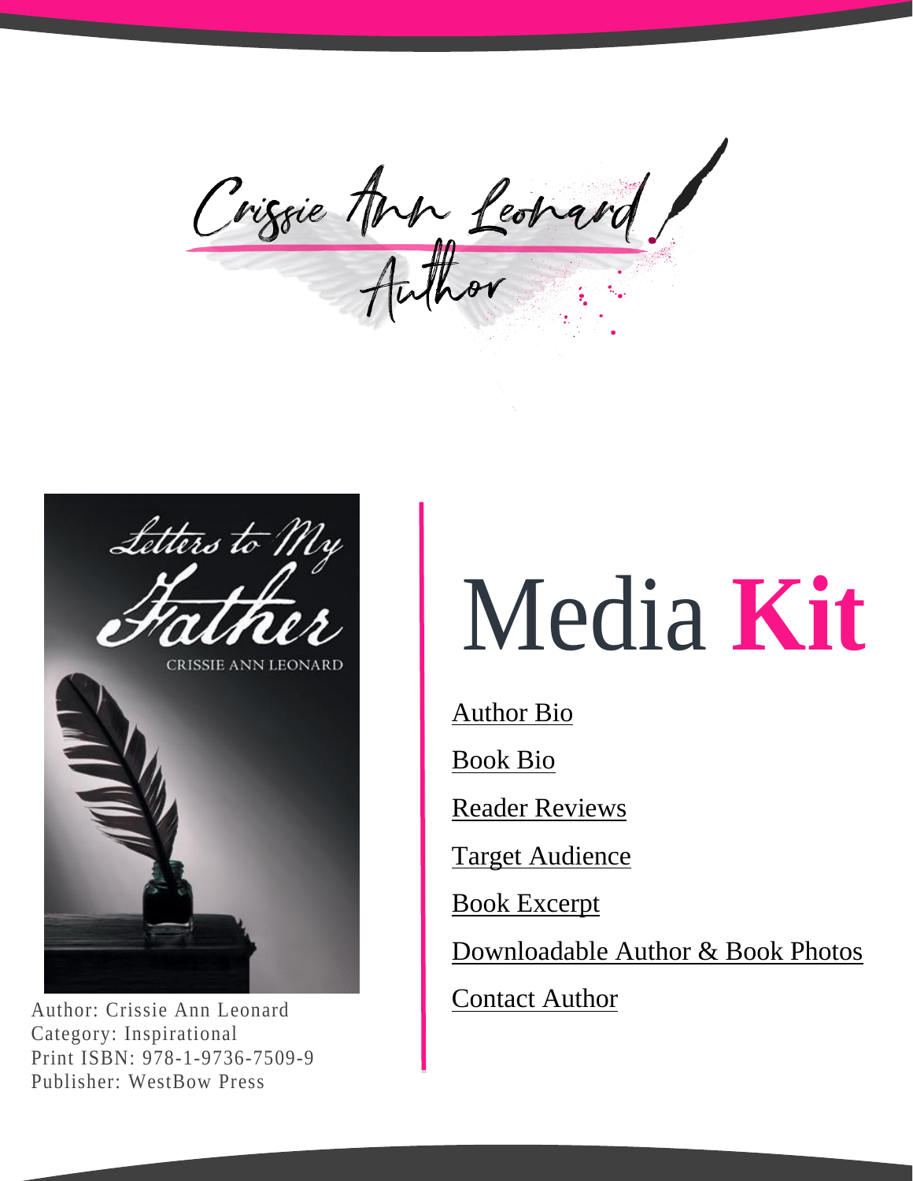Crissie Ann Leonard

Author

Letters to My Father

CRISSIE ANN LEONARD

Author: Crissie Ann Leonard
Category: Inspirational
Print ISBN: 978-1-9736-7509-9
Publisher: WestBow Press

# Media **Kit**

Author Bio

Book Bio

Reader Reviews

Target Audience

Book Excerpt

Downloadable Author & Book Photos

Contact Author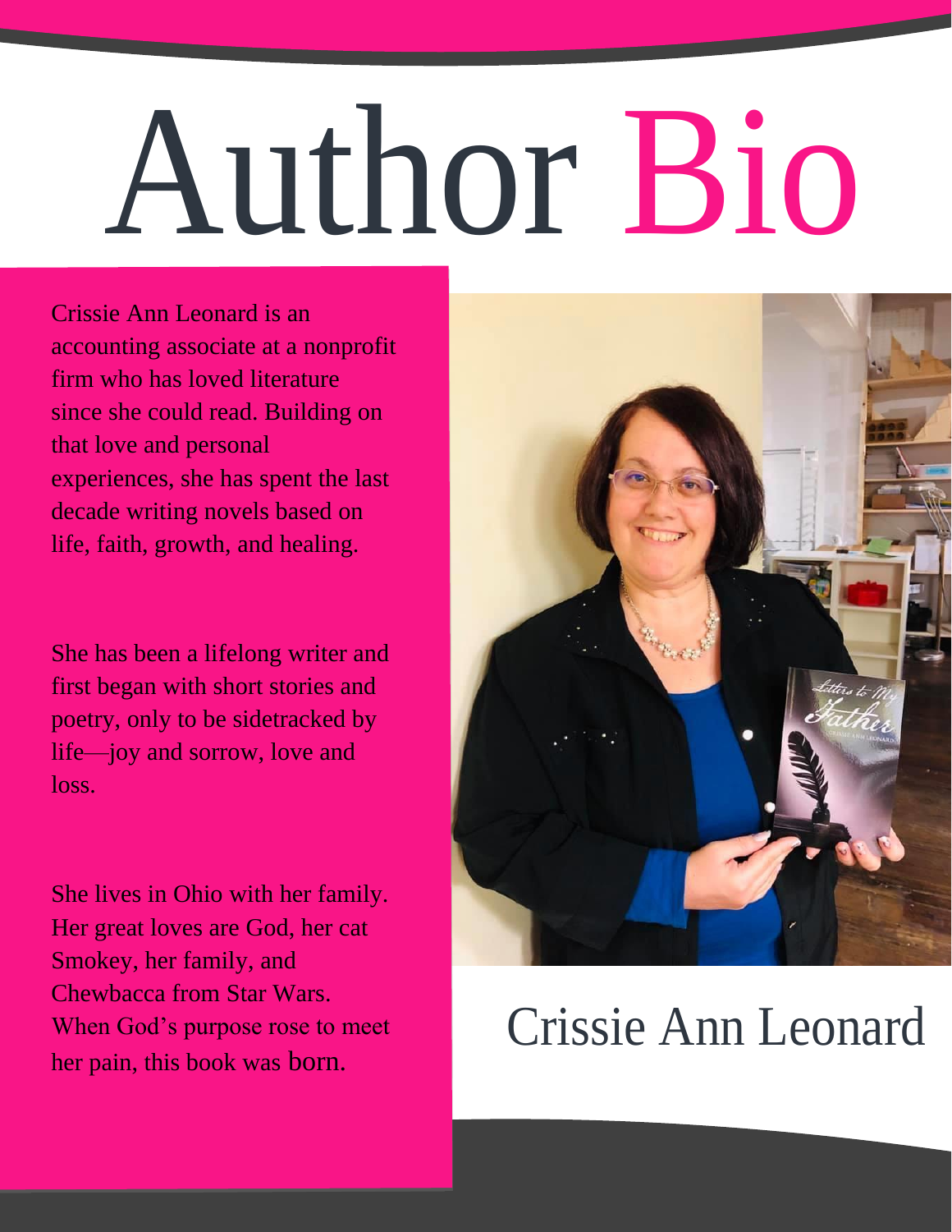# Author Bio

Crissie Ann Leonard is an accounting associate at a nonprofit firm who has loved literature since she could read. Building on that love and personal experiences, she has spent the last decade writing novels based on life, faith, growth, and healing.

She has been a lifelong writer and first began with short stories and poetry, only to be sidetracked by life—joy and sorrow, love and loss.

She lives in Ohio with her family. Her great loves are God, her cat Smokey, her family, and Chewbacca from Star Wars. When God's purpose rose to meet her pain, this book was born.

Crissie Ann Leonard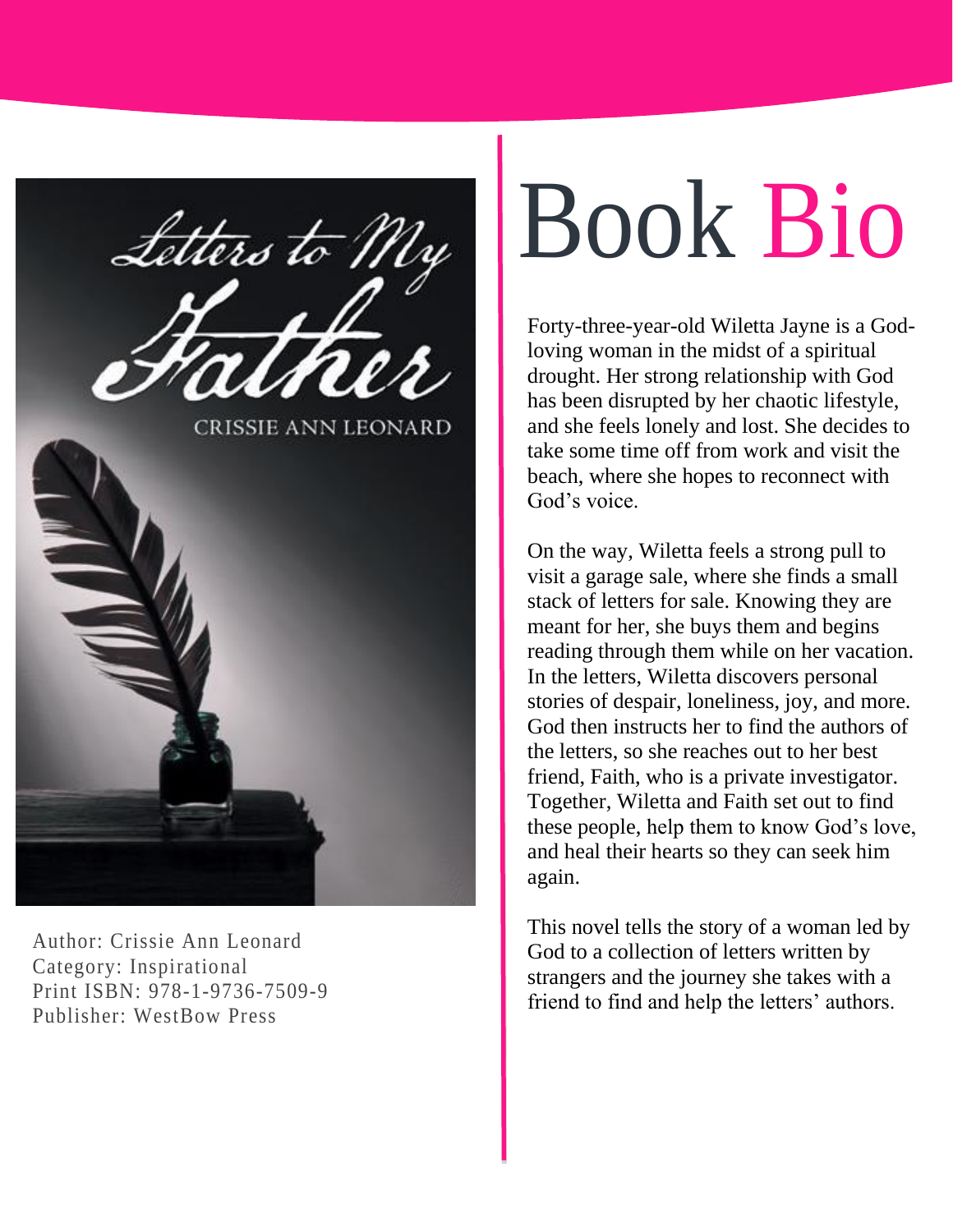Author: Crissie Ann Leonard
Category: Inspirational
Print ISBN: 978-1-9736-7509-9
Publisher: WestBow Press

# Book Bio

Forty-three-year-old Wiletta Jayne is a God-loving woman in the midst of a spiritual drought. Her strong relationship with God has been disrupted by her chaotic lifestyle, and she feels lonely and lost. She decides to take some time off from work and visit the beach, where she hopes to reconnect with God's voice.

On the way, Wiletta feels a strong pull to visit a garage sale, where she finds a small stack of letters for sale. Knowing they are meant for her, she buys them and begins reading through them while on her vacation. In the letters, Wiletta discovers personal stories of despair, loneliness, joy, and more. God then instructs her to find the authors of the letters, so she reaches out to her best friend, Faith, who is a private investigator. Together, Wiletta and Faith set out to find these people, help them to know God's love, and heal their hearts so they can seek him again.

This novel tells the story of a woman led by God to a collection of letters written by strangers and the journey she takes with a friend to find and help the letters' authors.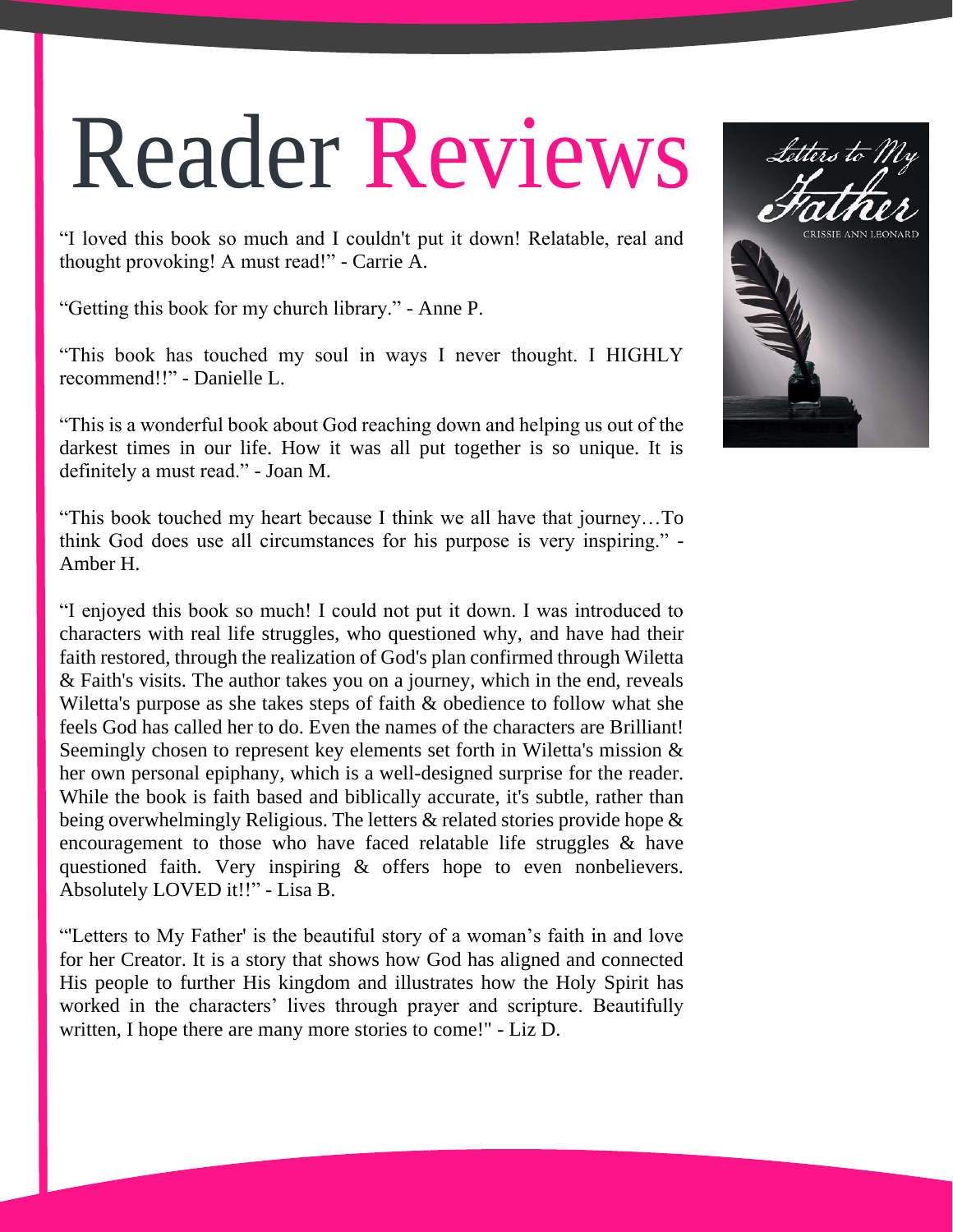# Reader Reviews

"I loved this book so much and I couldn't put it down! Relatable, real and thought provoking! A must read!" - Carrie A.

"Getting this book for my church library." - Anne P.

"This book has touched my soul in ways I never thought. I HIGHLY recommend!!" - Danielle L.

"This is a wonderful book about God reaching down and helping us out of the darkest times in our life. How it was all put together is so unique. It is definitely a must read." - Joan M.

"This book touched my heart because I think we all have that journey…To think God does use all circumstances for his purpose is very inspiring." - Amber H.

"I enjoyed this book so much! I could not put it down. I was introduced to characters with real life struggles, who questioned why, and have had their faith restored, through the realization of God's plan confirmed through Wiletta & Faith's visits. The author takes you on a journey, which in the end, reveals Wiletta's purpose as she takes steps of faith & obedience to follow what she feels God has called her to do. Even the names of the characters are Brilliant! Seemingly chosen to represent key elements set forth in Wiletta's mission & her own personal epiphany, which is a well-designed surprise for the reader. While the book is faith based and biblically accurate, it's subtle, rather than being overwhelmingly Religious. The letters & related stories provide hope & encouragement to those who have faced relatable life struggles & have questioned faith. Very inspiring & offers hope to even nonbelievers. Absolutely LOVED it!!" - Lisa B.

"'Letters to My Father' is the beautiful story of a woman's faith in and love for her Creator. It is a story that shows how God has aligned and connected His people to further His kingdom and illustrates how the Holy Spirit has worked in the characters' lives through prayer and scripture. Beautifully written, I hope there are many more stories to come!" - Liz D.

Letters to My Father

CRISSIE ANN LEONARD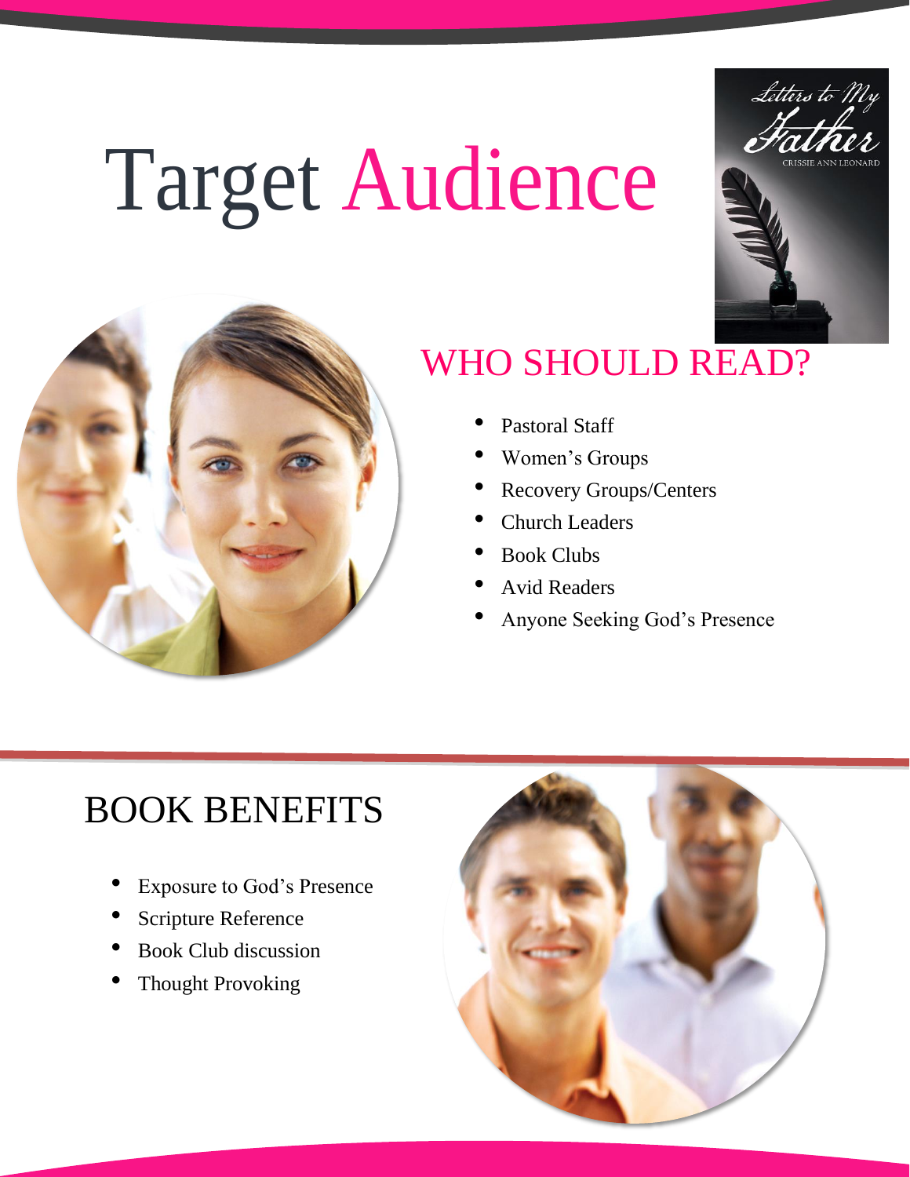# Target Audience

## WHO SHOULD READ?

- Pastoral Staff
- Women's Groups
- Recovery Groups/Centers
- Church Leaders
- Book Clubs
- Avid Readers
- Anyone Seeking God's Presence

## BOOK BENEFITS

- Exposure to God's Presence
- Scripture Reference
- Book Club discussion
- Thought Provoking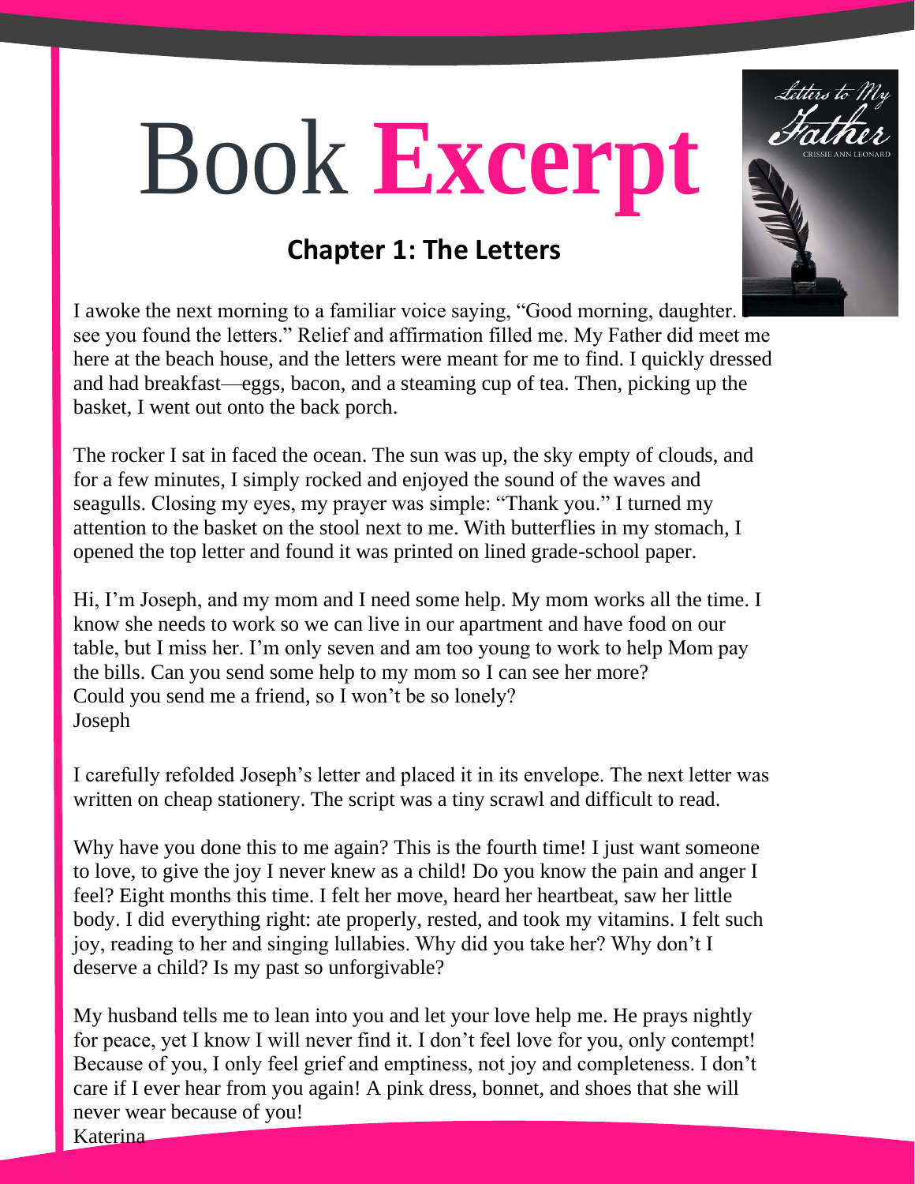# Book **Excerpt**

## Chapter 1: The Letters

I awoke the next morning to a familiar voice saying, "Good morning, daughter. I see you found the letters." Relief and affirmation filled me. My Father did meet me here at the beach house, and the letters were meant for me to find. I quickly dressed and had breakfast—eggs, bacon, and a steaming cup of tea. Then, picking up the basket, I went out onto the back porch.

The rocker I sat in faced the ocean. The sun was up, the sky empty of clouds, and for a few minutes, I simply rocked and enjoyed the sound of the waves and seagulls. Closing my eyes, my prayer was simple: "Thank you." I turned my attention to the basket on the stool next to me. With butterflies in my stomach, I opened the top letter and found it was printed on lined grade-school paper.

Hi, I'm Joseph, and my mom and I need some help. My mom works all the time. I know she needs to work so we can live in our apartment and have food on our table, but I miss her. I'm only seven and am too young to work to help Mom pay the bills. Can you send some help to my mom so I can see her more?
Could you send me a friend, so I won't be so lonely?
Joseph

I carefully refolded Joseph's letter and placed it in its envelope. The next letter was written on cheap stationery. The script was a tiny scrawl and difficult to read.

Why have you done this to me again? This is the fourth time! I just want someone to love, to give the joy I never knew as a child! Do you know the pain and anger I feel? Eight months this time. I felt her move, heard her heartbeat, saw her little body. I did everything right: ate properly, rested, and took my vitamins. I felt such joy, reading to her and singing lullabies. Why did you take her? Why don't I deserve a child? Is my past so unforgivable?

My husband tells me to lean into you and let your love help me. He prays nightly for peace, yet I know I will never find it. I don't feel love for you, only contempt! Because of you, I only feel grief and emptiness, not joy and completeness. I don't care if I ever hear from you again! A pink dress, bonnet, and shoes that she will never wear because of you!
Katerina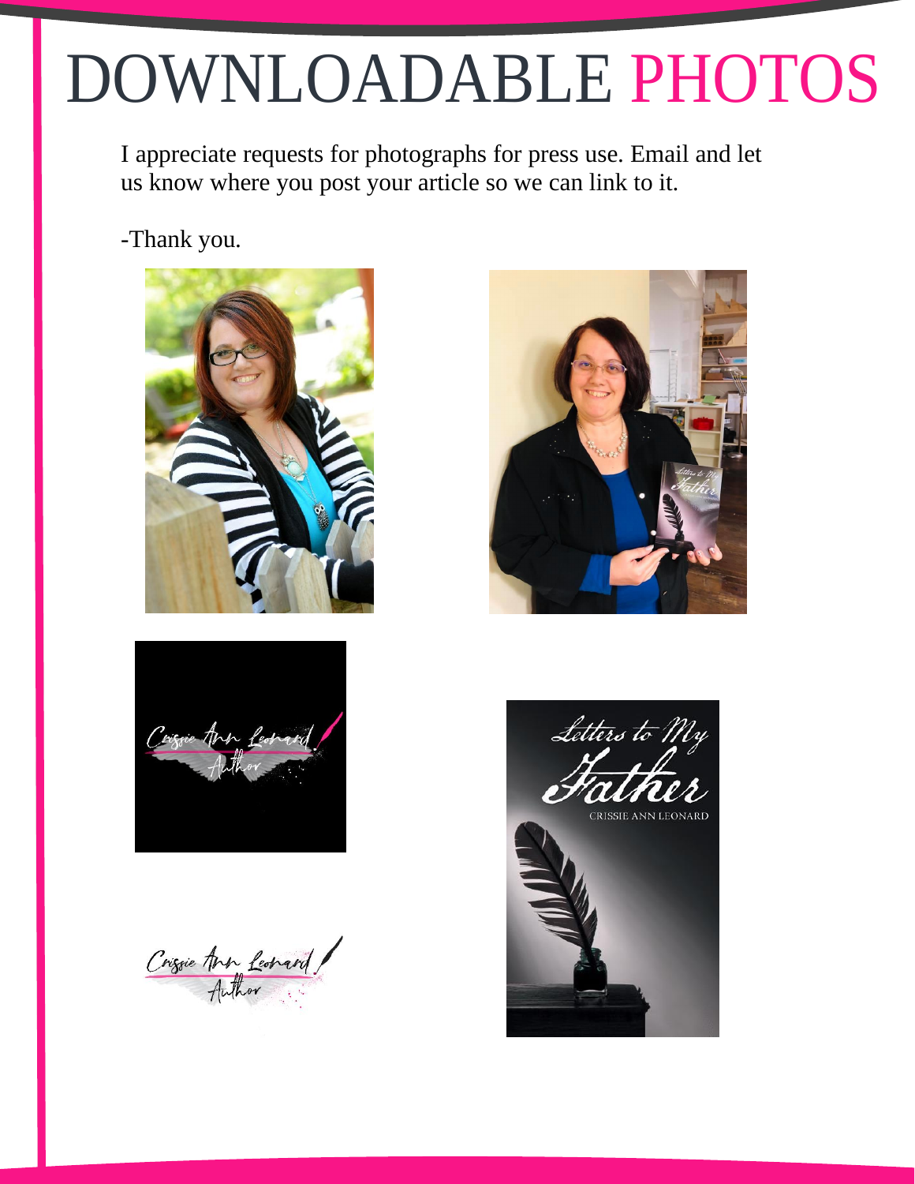# DOWNLOADABLE PHOTOS

I appreciate requests for photographs for press use. Email and let us know where you post your article so we can link to it.

-Thank you.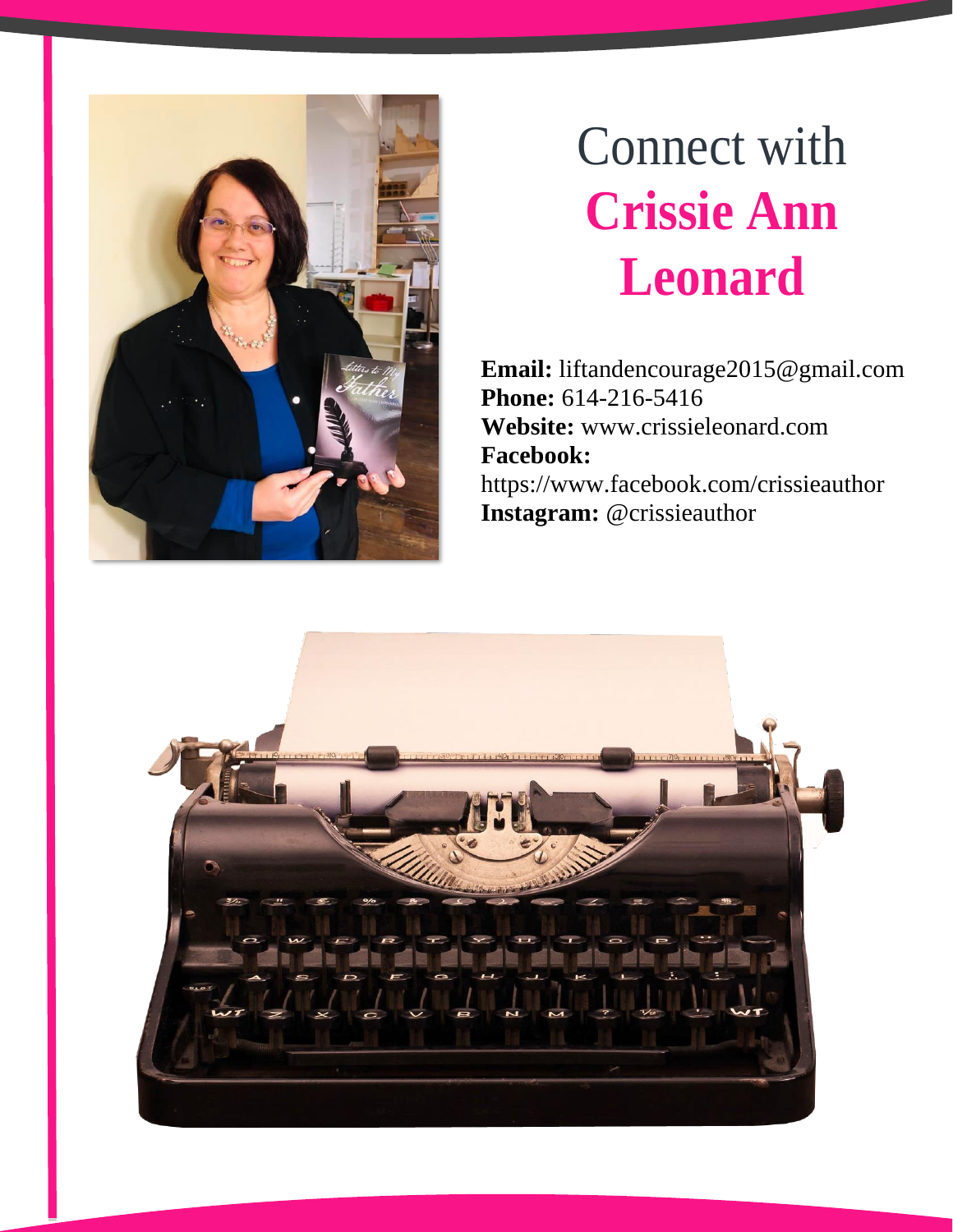# Connect with **Crissie Ann Leonard**

**Email:** liftandencourage2015@gmail.com
**Phone:** 614-216-5416
**Website:** www.crissieleonard.com
**Facebook:** https://www.facebook.com/crissieauthor
**Instagram:** @crissieauthor